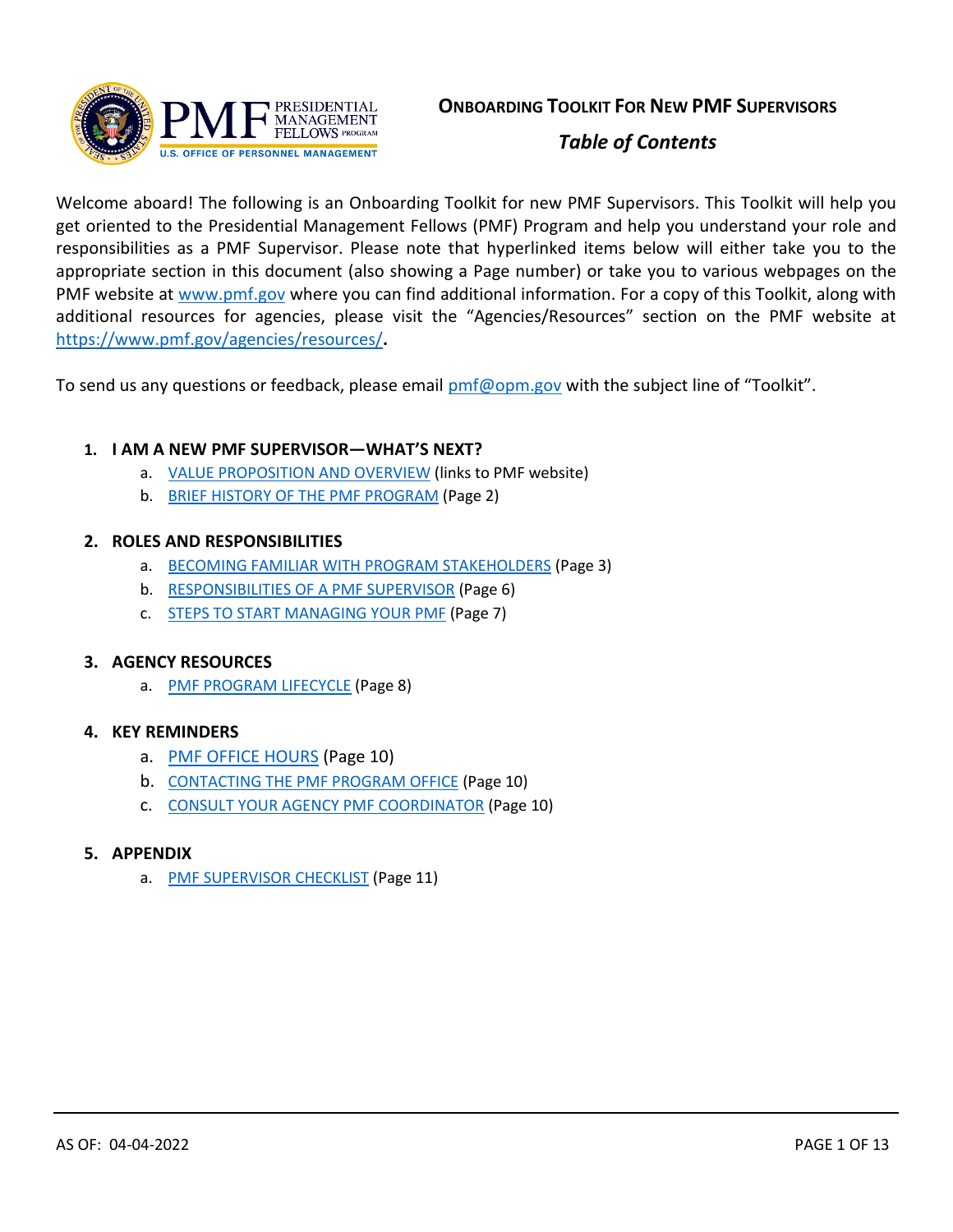# ONBOARDING TOOLKIT FOR NEW PMF SUPERVISORS

## *Table of Contents*

Welcome aboard! The following is an Onboarding Toolkit for new PMF Supervisors. This Toolkit will help you get oriented to the Presidential Management Fellows (PMF) Program and help you understand your role and responsibilities as a PMF Supervisor. Please note that hyperlinked items below will either take you to the appropriate section in this document (also showing a Page number) or take you to various webpages on the PMF website at www.pmf.gov where you can find additional information. For a copy of this Toolkit, along with additional resources for agencies, please visit the "Agencies/Resources" section on the PMF website at https://www.pmf.gov/agencies/resources/.

To send us any questions or feedback, please email pmf@opm.gov with the subject line of "Toolkit".

1. **I AM A NEW PMF SUPERVISOR—WHAT'S NEXT?**
   a. VALUE PROPOSITION AND OVERVIEW (links to PMF website)
   b. BRIEF HISTORY OF THE PMF PROGRAM (Page 2)
2. **ROLES AND RESPONSIBILITIES**
   a. BECOMING FAMILIAR WITH PROGRAM STAKEHOLDERS (Page 3)
   b. RESPONSIBILITIES OF A PMF SUPERVISOR (Page 6)
   c. STEPS TO START MANAGING YOUR PMF (Page 7)
3. **AGENCY RESOURCES**
   a. PMF PROGRAM LIFECYCLE (Page 8)
4. **KEY REMINDERS**
   a. PMF OFFICE HOURS (Page 10)
   b. CONTACTING THE PMF PROGRAM OFFICE (Page 10)
   c. CONSULT YOUR AGENCY PMF COORDINATOR (Page 10)
5. **APPENDIX**
   a. PMF SUPERVISOR CHECKLIST (Page 11)

AS OF: 04-04-2022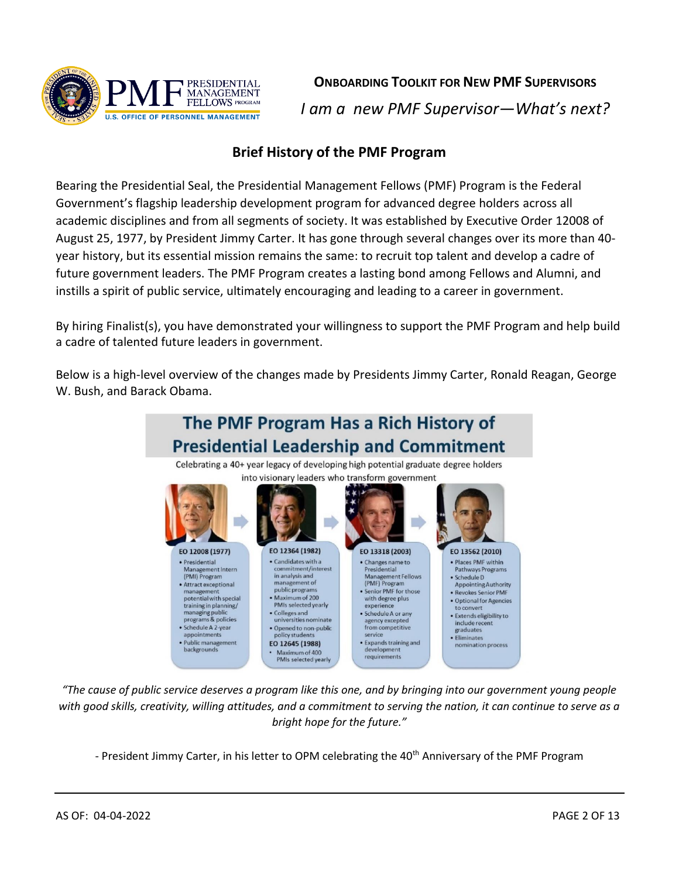**ONBOARDING TOOLKIT FOR NEW PMF SUPERVISORS**

*I am a new PMF Supervisor—What's next?*

## Brief History of the PMF Program

Bearing the Presidential Seal, the Presidential Management Fellows (PMF) Program is the Federal Government's flagship leadership development program for advanced degree holders across all academic disciplines and from all segments of society. It was established by Executive Order 12008 of August 25, 1977, by President Jimmy Carter. It has gone through several changes over its more than 40-year history, but its essential mission remains the same: to recruit top talent and develop a cadre of future government leaders. The PMF Program creates a lasting bond among Fellows and Alumni, and instills a spirit of public service, ultimately encouraging and leading to a career in government.

By hiring Finalist(s), you have demonstrated your willingness to support the PMF Program and help build a cadre of talented future leaders in government.

Below is a high-level overview of the changes made by Presidents Jimmy Carter, Ronald Reagan, George W. Bush, and Barack Obama.

### The PMF Program Has a Rich History of Presidential Leadership and Commitment

Celebrating a 40+ year legacy of developing high potential graduate degree holders into visionary leaders who transform government

**EO 12008 (1977)**
- Presidential Management Intern (PMI) Program
- Attract exceptional management potential with special training in planning/managing public programs & policies
- Schedule A 2-year appointments
- Public management backgrounds

**EO 12364 (1982)**
- Candidates with a commitment/interest in analysis and management of public programs
- Maximum of 200 PMIs selected yearly
- Colleges and universities nominate
- Opened to non-public policy students

**EO 12645 (1988)**
- Maximum of 400 PMIs selected yearly

**EO 13318 (2003)**
- Changes name to Presidential Management Fellows (PMF) Program
- Senior PMF for those with degree plus experience
- Schedule A or any agency excepted from competitive service
- Expands training and development requirements

**EO 13562 (2010)**
- Places PMF within Pathways Programs
- Schedule D Appointing Authority
- Revokes Senior PMF
- Optional for Agencies to convert
- Extends eligibility to include recent graduates
- Eliminates nomination process

*"The cause of public service deserves a program like this one, and by bringing into our government young people with good skills, creativity, willing attitudes, and a commitment to serving the nation, it can continue to serve as a bright hope for the future."*

- President Jimmy Carter, in his letter to OPM celebrating the 40th Anniversary of the PMF Program

AS OF: 04-04-2022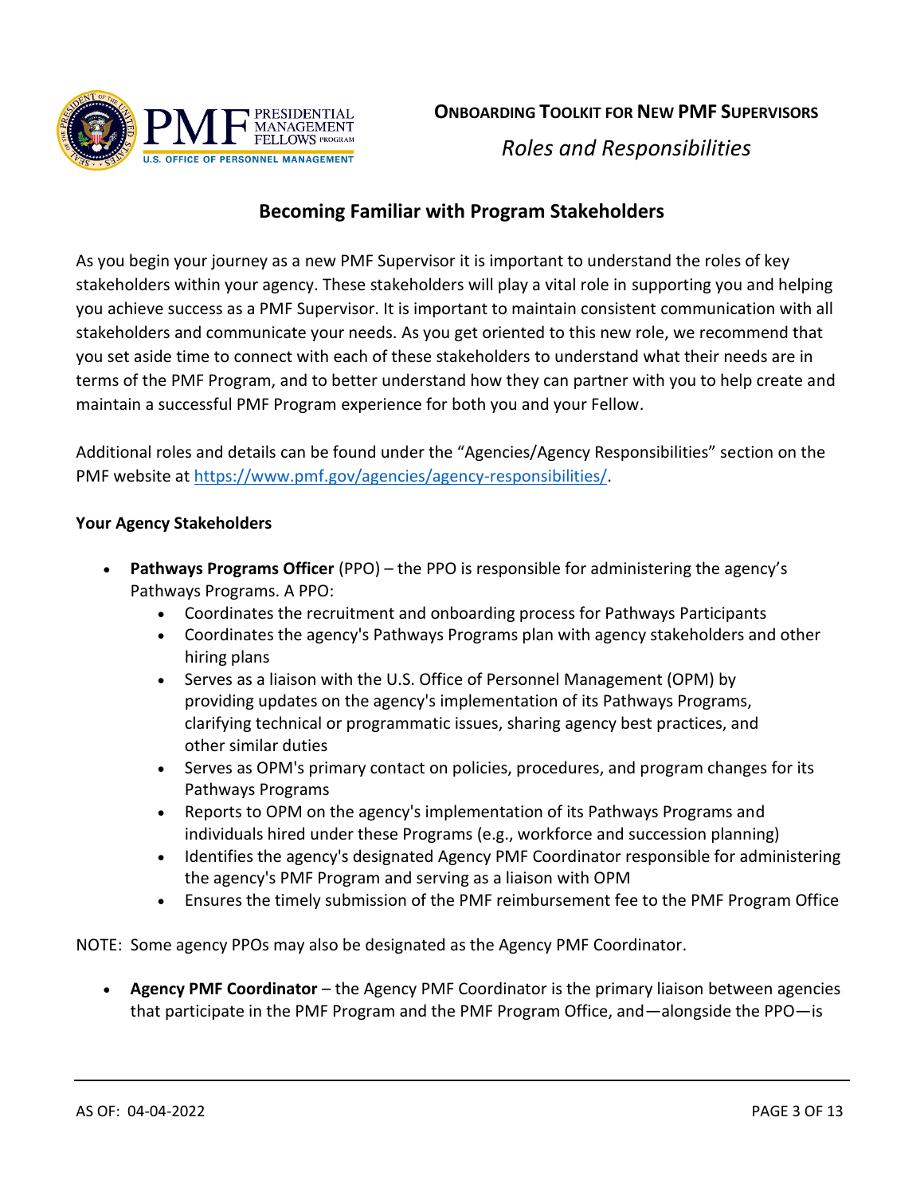## Becoming Familiar with Program Stakeholders

As you begin your journey as a new PMF Supervisor it is important to understand the roles of key stakeholders within your agency. These stakeholders will play a vital role in supporting you and helping you achieve success as a PMF Supervisor. It is important to maintain consistent communication with all stakeholders and communicate your needs. As you get oriented to this new role, we recommend that you set aside time to connect with each of these stakeholders to understand what their needs are in terms of the PMF Program, and to better understand how they can partner with you to help create and maintain a successful PMF Program experience for both you and your Fellow.

Additional roles and details can be found under the "Agencies/Agency Responsibilities" section on the PMF website at https://www.pmf.gov/agencies/agency-responsibilities/.

**Your Agency Stakeholders**

- **Pathways Programs Officer** (PPO) – the PPO is responsible for administering the agency's Pathways Programs. A PPO:
  - Coordinates the recruitment and onboarding process for Pathways Participants
  - Coordinates the agency's Pathways Programs plan with agency stakeholders and other hiring plans
  - Serves as a liaison with the U.S. Office of Personnel Management (OPM) by providing updates on the agency's implementation of its Pathways Programs, clarifying technical or programmatic issues, sharing agency best practices, and other similar duties
  - Serves as OPM's primary contact on policies, procedures, and program changes for its Pathways Programs
  - Reports to OPM on the agency's implementation of its Pathways Programs and individuals hired under these Programs (e.g., workforce and succession planning)
  - Identifies the agency's designated Agency PMF Coordinator responsible for administering the agency's PMF Program and serving as a liaison with OPM
  - Ensures the timely submission of the PMF reimbursement fee to the PMF Program Office

NOTE: Some agency PPOs may also be designated as the Agency PMF Coordinator.

- **Agency PMF Coordinator** – the Agency PMF Coordinator is the primary liaison between agencies that participate in the PMF Program and the PMF Program Office, and—alongside the PPO—is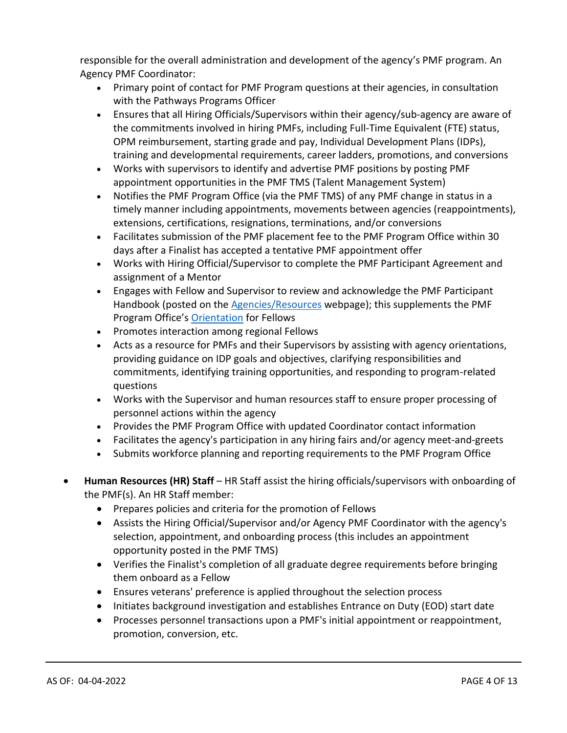responsible for the overall administration and development of the agency's PMF program. An Agency PMF Coordinator:

- Primary point of contact for PMF Program questions at their agencies, in consultation with the Pathways Programs Officer
- Ensures that all Hiring Officials/Supervisors within their agency/sub-agency are aware of the commitments involved in hiring PMFs, including Full-Time Equivalent (FTE) status, OPM reimbursement, starting grade and pay, Individual Development Plans (IDPs), training and developmental requirements, career ladders, promotions, and conversions
- Works with supervisors to identify and advertise PMF positions by posting PMF appointment opportunities in the PMF TMS (Talent Management System)
- Notifies the PMF Program Office (via the PMF TMS) of any PMF change in status in a timely manner including appointments, movements between agencies (reappointments), extensions, certifications, resignations, terminations, and/or conversions
- Facilitates submission of the PMF placement fee to the PMF Program Office within 30 days after a Finalist has accepted a tentative PMF appointment offer
- Works with Hiring Official/Supervisor to complete the PMF Participant Agreement and assignment of a Mentor
- Engages with Fellow and Supervisor to review and acknowledge the PMF Participant Handbook (posted on the Agencies/Resources webpage); this supplements the PMF Program Office's Orientation for Fellows
- Promotes interaction among regional Fellows
- Acts as a resource for PMFs and their Supervisors by assisting with agency orientations, providing guidance on IDP goals and objectives, clarifying responsibilities and commitments, identifying training opportunities, and responding to program-related questions
- Works with the Supervisor and human resources staff to ensure proper processing of personnel actions within the agency
- Provides the PMF Program Office with updated Coordinator contact information
- Facilitates the agency's participation in any hiring fairs and/or agency meet-and-greets
- Submits workforce planning and reporting requirements to the PMF Program Office

- **Human Resources (HR) Staff** – HR Staff assist the hiring officials/supervisors with onboarding of the PMF(s). An HR Staff member:
  - Prepares policies and criteria for the promotion of Fellows
  - Assists the Hiring Official/Supervisor and/or Agency PMF Coordinator with the agency's selection, appointment, and onboarding process (this includes an appointment opportunity posted in the PMF TMS)
  - Verifies the Finalist's completion of all graduate degree requirements before bringing them onboard as a Fellow
  - Ensures veterans' preference is applied throughout the selection process
  - Initiates background investigation and establishes Entrance on Duty (EOD) start date
  - Processes personnel transactions upon a PMF's initial appointment or reappointment, promotion, conversion, etc.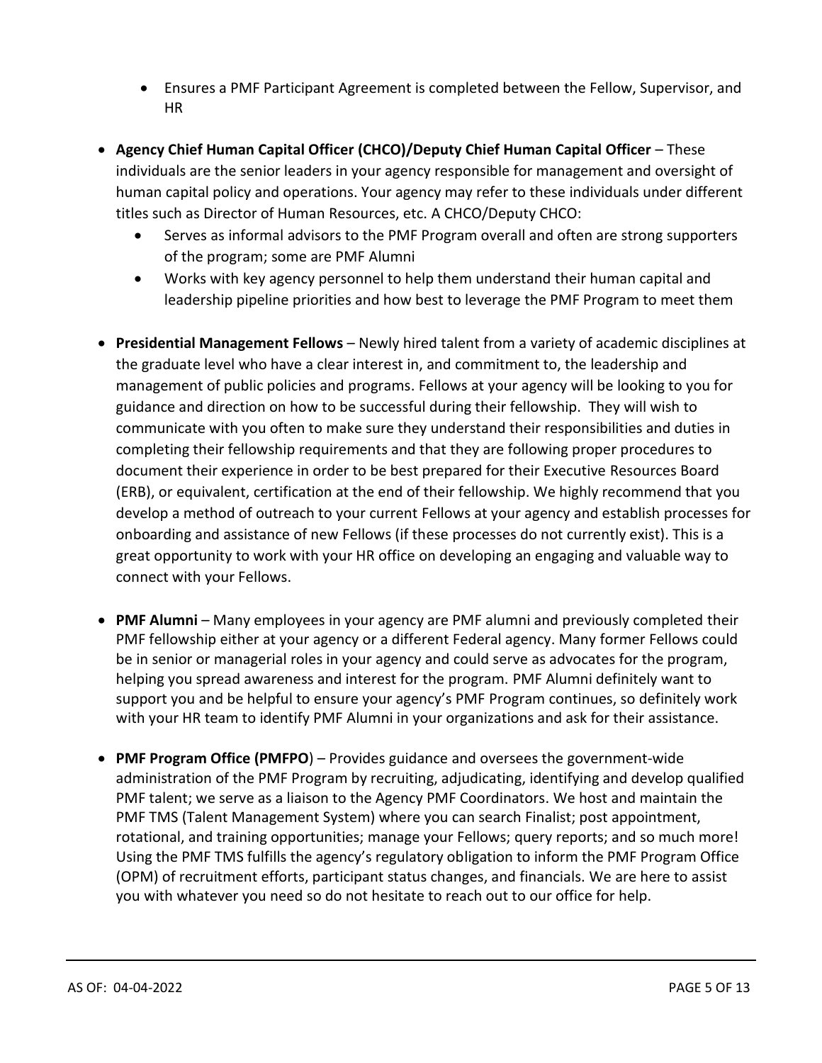- Ensures a PMF Participant Agreement is completed between the Fellow, Supervisor, and HR

- **Agency Chief Human Capital Officer (CHCO)/Deputy Chief Human Capital Officer** – These individuals are the senior leaders in your agency responsible for management and oversight of human capital policy and operations. Your agency may refer to these individuals under different titles such as Director of Human Resources, etc. A CHCO/Deputy CHCO:
  - Serves as informal advisors to the PMF Program overall and often are strong supporters of the program; some are PMF Alumni
  - Works with key agency personnel to help them understand their human capital and leadership pipeline priorities and how best to leverage the PMF Program to meet them

- **Presidential Management Fellows** – Newly hired talent from a variety of academic disciplines at the graduate level who have a clear interest in, and commitment to, the leadership and management of public policies and programs. Fellows at your agency will be looking to you for guidance and direction on how to be successful during their fellowship. They will wish to communicate with you often to make sure they understand their responsibilities and duties in completing their fellowship requirements and that they are following proper procedures to document their experience in order to be best prepared for their Executive Resources Board (ERB), or equivalent, certification at the end of their fellowship. We highly recommend that you develop a method of outreach to your current Fellows at your agency and establish processes for onboarding and assistance of new Fellows (if these processes do not currently exist). This is a great opportunity to work with your HR office on developing an engaging and valuable way to connect with your Fellows.

- **PMF Alumni** – Many employees in your agency are PMF alumni and previously completed their PMF fellowship either at your agency or a different Federal agency. Many former Fellows could be in senior or managerial roles in your agency and could serve as advocates for the program, helping you spread awareness and interest for the program. PMF Alumni definitely want to support you and be helpful to ensure your agency's PMF Program continues, so definitely work with your HR team to identify PMF Alumni in your organizations and ask for their assistance.

- **PMF Program Office (PMFPO**) – Provides guidance and oversees the government-wide administration of the PMF Program by recruiting, adjudicating, identifying and develop qualified PMF talent; we serve as a liaison to the Agency PMF Coordinators. We host and maintain the PMF TMS (Talent Management System) where you can search Finalist; post appointment, rotational, and training opportunities; manage your Fellows; query reports; and so much more! Using the PMF TMS fulfills the agency's regulatory obligation to inform the PMF Program Office (OPM) of recruitment efforts, participant status changes, and financials. We are here to assist you with whatever you need so do not hesitate to reach out to our office for help.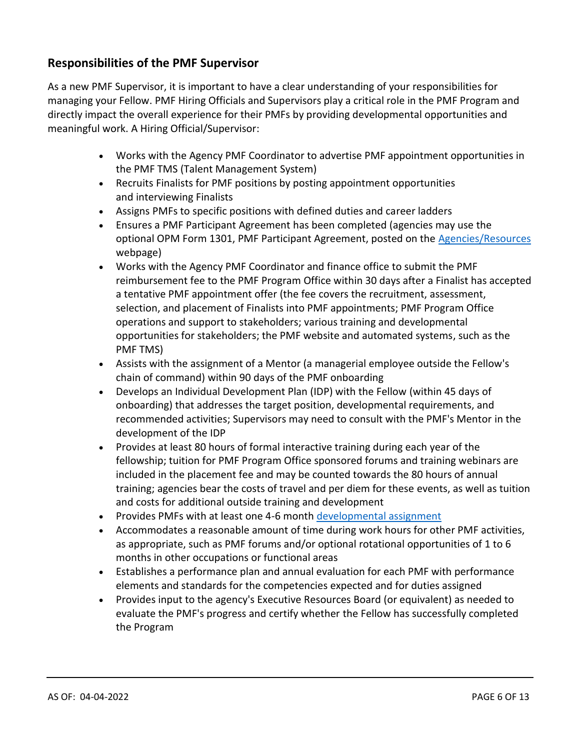## Responsibilities of the PMF Supervisor

As a new PMF Supervisor, it is important to have a clear understanding of your responsibilities for managing your Fellow. PMF Hiring Officials and Supervisors play a critical role in the PMF Program and directly impact the overall experience for their PMFs by providing developmental opportunities and meaningful work. A Hiring Official/Supervisor:

- Works with the Agency PMF Coordinator to advertise PMF appointment opportunities in the PMF TMS (Talent Management System)
- Recruits Finalists for PMF positions by posting appointment opportunities and interviewing Finalists
- Assigns PMFs to specific positions with defined duties and career ladders
- Ensures a PMF Participant Agreement has been completed (agencies may use the optional OPM Form 1301, PMF Participant Agreement, posted on the Agencies/Resources webpage)
- Works with the Agency PMF Coordinator and finance office to submit the PMF reimbursement fee to the PMF Program Office within 30 days after a Finalist has accepted a tentative PMF appointment offer (the fee covers the recruitment, assessment, selection, and placement of Finalists into PMF appointments; PMF Program Office operations and support to stakeholders; various training and developmental opportunities for stakeholders; the PMF website and automated systems, such as the PMF TMS)
- Assists with the assignment of a Mentor (a managerial employee outside the Fellow's chain of command) within 90 days of the PMF onboarding
- Develops an Individual Development Plan (IDP) with the Fellow (within 45 days of onboarding) that addresses the target position, developmental requirements, and recommended activities; Supervisors may need to consult with the PMF's Mentor in the development of the IDP
- Provides at least 80 hours of formal interactive training during each year of the fellowship; tuition for PMF Program Office sponsored forums and training webinars are included in the placement fee and may be counted towards the 80 hours of annual training; agencies bear the costs of travel and per diem for these events, as well as tuition and costs for additional outside training and development
- Provides PMFs with at least one 4-6 month developmental assignment
- Accommodates a reasonable amount of time during work hours for other PMF activities, as appropriate, such as PMF forums and/or optional rotational opportunities of 1 to 6 months in other occupations or functional areas
- Establishes a performance plan and annual evaluation for each PMF with performance elements and standards for the competencies expected and for duties assigned
- Provides input to the agency's Executive Resources Board (or equivalent) as needed to evaluate the PMF's progress and certify whether the Fellow has successfully completed the Program

AS OF: 04-04-2022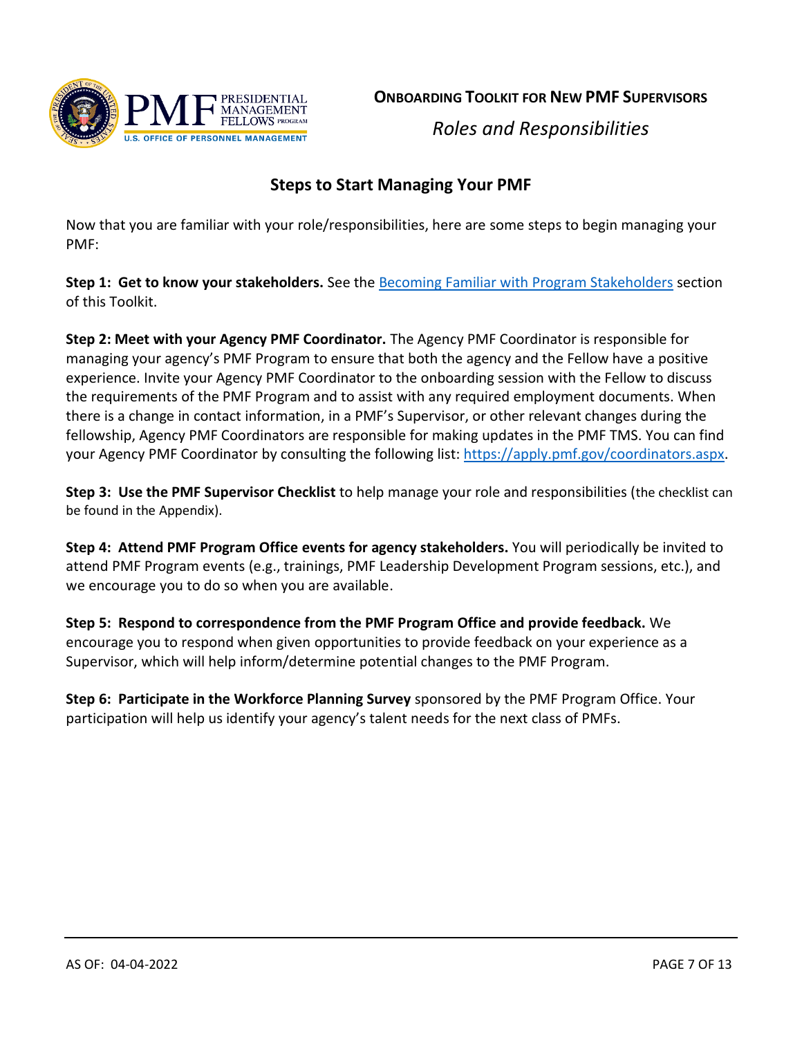## Steps to Start Managing Your PMF

Now that you are familiar with your role/responsibilities, here are some steps to begin managing your PMF:

**Step 1: Get to know your stakeholders.** See the [Becoming Familiar with Program Stakeholders]() section of this Toolkit.

**Step 2: Meet with your Agency PMF Coordinator.** The Agency PMF Coordinator is responsible for managing your agency's PMF Program to ensure that both the agency and the Fellow have a positive experience. Invite your Agency PMF Coordinator to the onboarding session with the Fellow to discuss the requirements of the PMF Program and to assist with any required employment documents. When there is a change in contact information, in a PMF's Supervisor, or other relevant changes during the fellowship, Agency PMF Coordinators are responsible for making updates in the PMF TMS. You can find your Agency PMF Coordinator by consulting the following list: [https://apply.pmf.gov/coordinators.aspx](https://apply.pmf.gov/coordinators.aspx).

**Step 3: Use the PMF Supervisor Checklist** to help manage your role and responsibilities (the checklist can be found in the Appendix).

**Step 4: Attend PMF Program Office events for agency stakeholders.** You will periodically be invited to attend PMF Program events (e.g., trainings, PMF Leadership Development Program sessions, etc.), and we encourage you to do so when you are available.

**Step 5: Respond to correspondence from the PMF Program Office and provide feedback.** We encourage you to respond when given opportunities to provide feedback on your experience as a Supervisor, which will help inform/determine potential changes to the PMF Program.

**Step 6: Participate in the Workforce Planning Survey** sponsored by the PMF Program Office. Your participation will help us identify your agency's talent needs for the next class of PMFs.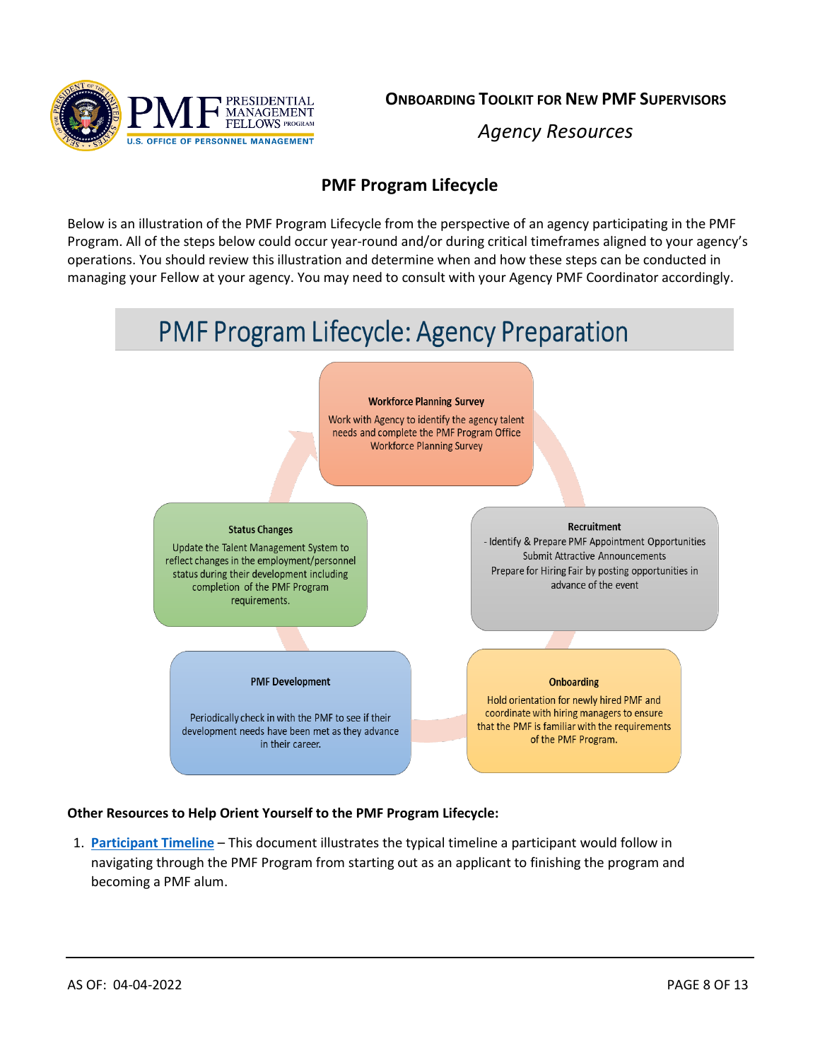## PMF Program Lifecycle

Below is an illustration of the PMF Program Lifecycle from the perspective of an agency participating in the PMF Program. All of the steps below could occur year-round and/or during critical timeframes aligned to your agency's operations. You should review this illustration and determine when and how these steps can be conducted in managing your Fellow at your agency. You may need to consult with your Agency PMF Coordinator accordingly.

### PMF Program Lifecycle: Agency Preparation

**Workforce Planning Survey**

Work with Agency to identify the agency talent needs and complete the PMF Program Office Workforce Planning Survey

**Recruitment**

- Identify & Prepare PMF Appointment Opportunities
Submit Attractive Announcements
Prepare for Hiring Fair by posting opportunities in advance of the event

**Onboarding**

Hold orientation for newly hired PMF and coordinate with hiring managers to ensure that the PMF is familiar with the requirements of the PMF Program.

**PMF Development**

Periodically check in with the PMF to see if their development needs have been met as they advance in their career.

**Status Changes**

Update the Talent Management System to reflect changes in the employment/personnel status during their development including completion of the PMF Program requirements.

**Other Resources to Help Orient Yourself to the PMF Program Lifecycle:**

1. **Participant Timeline** – This document illustrates the typical timeline a participant would follow in navigating through the PMF Program from starting out as an applicant to finishing the program and becoming a PMF alum.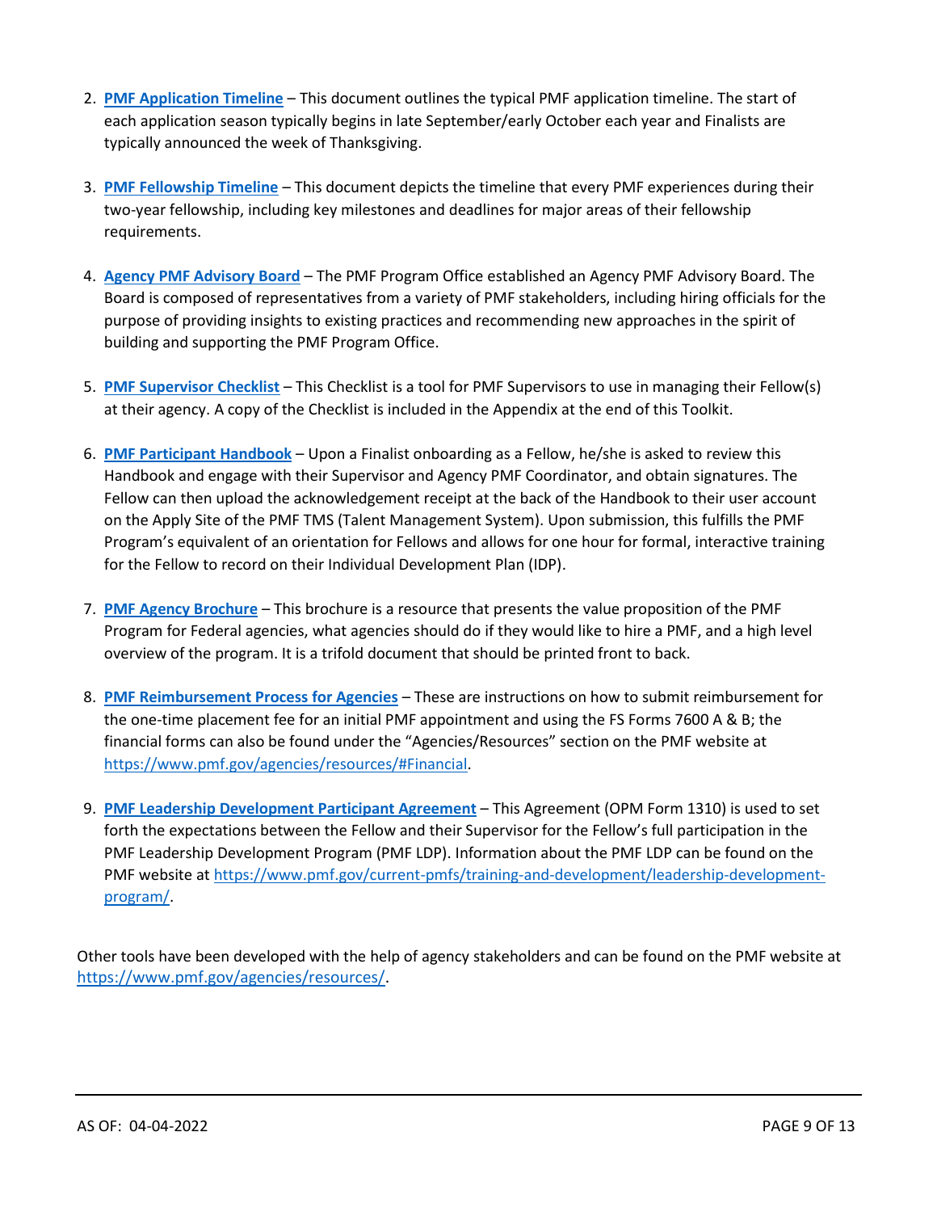2. **PMF Application Timeline** – This document outlines the typical PMF application timeline. The start of each application season typically begins in late September/early October each year and Finalists are typically announced the week of Thanksgiving.

3. **PMF Fellowship Timeline** – This document depicts the timeline that every PMF experiences during their two-year fellowship, including key milestones and deadlines for major areas of their fellowship requirements.

4. **Agency PMF Advisory Board** – The PMF Program Office established an Agency PMF Advisory Board. The Board is composed of representatives from a variety of PMF stakeholders, including hiring officials for the purpose of providing insights to existing practices and recommending new approaches in the spirit of building and supporting the PMF Program Office.

5. **PMF Supervisor Checklist** – This Checklist is a tool for PMF Supervisors to use in managing their Fellow(s) at their agency. A copy of the Checklist is included in the Appendix at the end of this Toolkit.

6. **PMF Participant Handbook** – Upon a Finalist onboarding as a Fellow, he/she is asked to review this Handbook and engage with their Supervisor and Agency PMF Coordinator, and obtain signatures. The Fellow can then upload the acknowledgement receipt at the back of the Handbook to their user account on the Apply Site of the PMF TMS (Talent Management System). Upon submission, this fulfills the PMF Program's equivalent of an orientation for Fellows and allows for one hour for formal, interactive training for the Fellow to record on their Individual Development Plan (IDP).

7. **PMF Agency Brochure** – This brochure is a resource that presents the value proposition of the PMF Program for Federal agencies, what agencies should do if they would like to hire a PMF, and a high level overview of the program. It is a trifold document that should be printed front to back.

8. **PMF Reimbursement Process for Agencies** – These are instructions on how to submit reimbursement for the one-time placement fee for an initial PMF appointment and using the FS Forms 7600 A & B; the financial forms can also be found under the "Agencies/Resources" section on the PMF website at https://www.pmf.gov/agencies/resources/#Financial.

9. **PMF Leadership Development Participant Agreement** – This Agreement (OPM Form 1310) is used to set forth the expectations between the Fellow and their Supervisor for the Fellow's full participation in the PMF Leadership Development Program (PMF LDP). Information about the PMF LDP can be found on the PMF website at https://www.pmf.gov/current-pmfs/training-and-development/leadership-development-program/.

Other tools have been developed with the help of agency stakeholders and can be found on the PMF website at https://www.pmf.gov/agencies/resources/.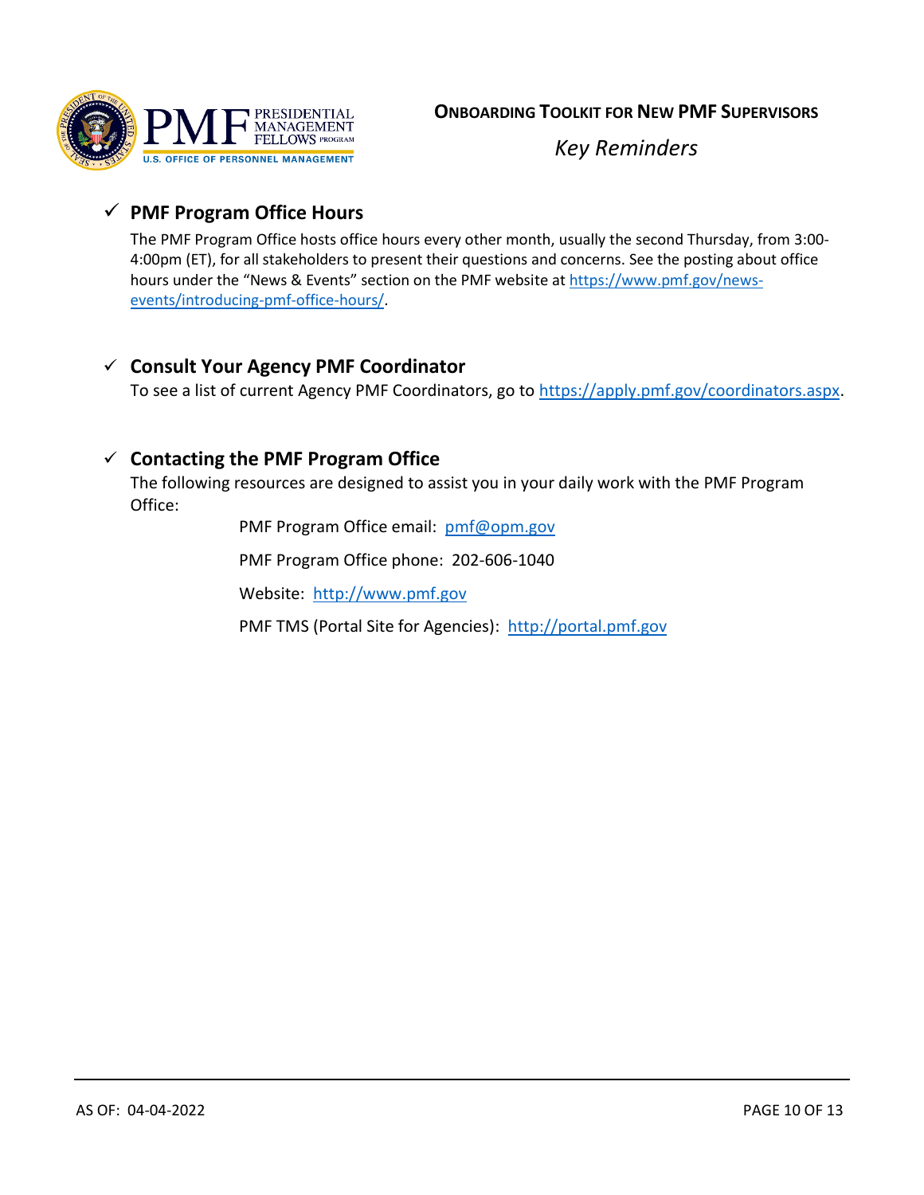## Key Reminders

### ✓ PMF Program Office Hours

The PMF Program Office hosts office hours every other month, usually the second Thursday, from 3:00-4:00pm (ET), for all stakeholders to present their questions and concerns. See the posting about office hours under the "News & Events" section on the PMF website at https://www.pmf.gov/news-events/introducing-pmf-office-hours/.

### ✓ Consult Your Agency PMF Coordinator

To see a list of current Agency PMF Coordinators, go to https://apply.pmf.gov/coordinators.aspx.

### ✓ Contacting the PMF Program Office

The following resources are designed to assist you in your daily work with the PMF Program Office:

PMF Program Office email: pmf@opm.gov

PMF Program Office phone: 202-606-1040

Website: http://www.pmf.gov

PMF TMS (Portal Site for Agencies): http://portal.pmf.gov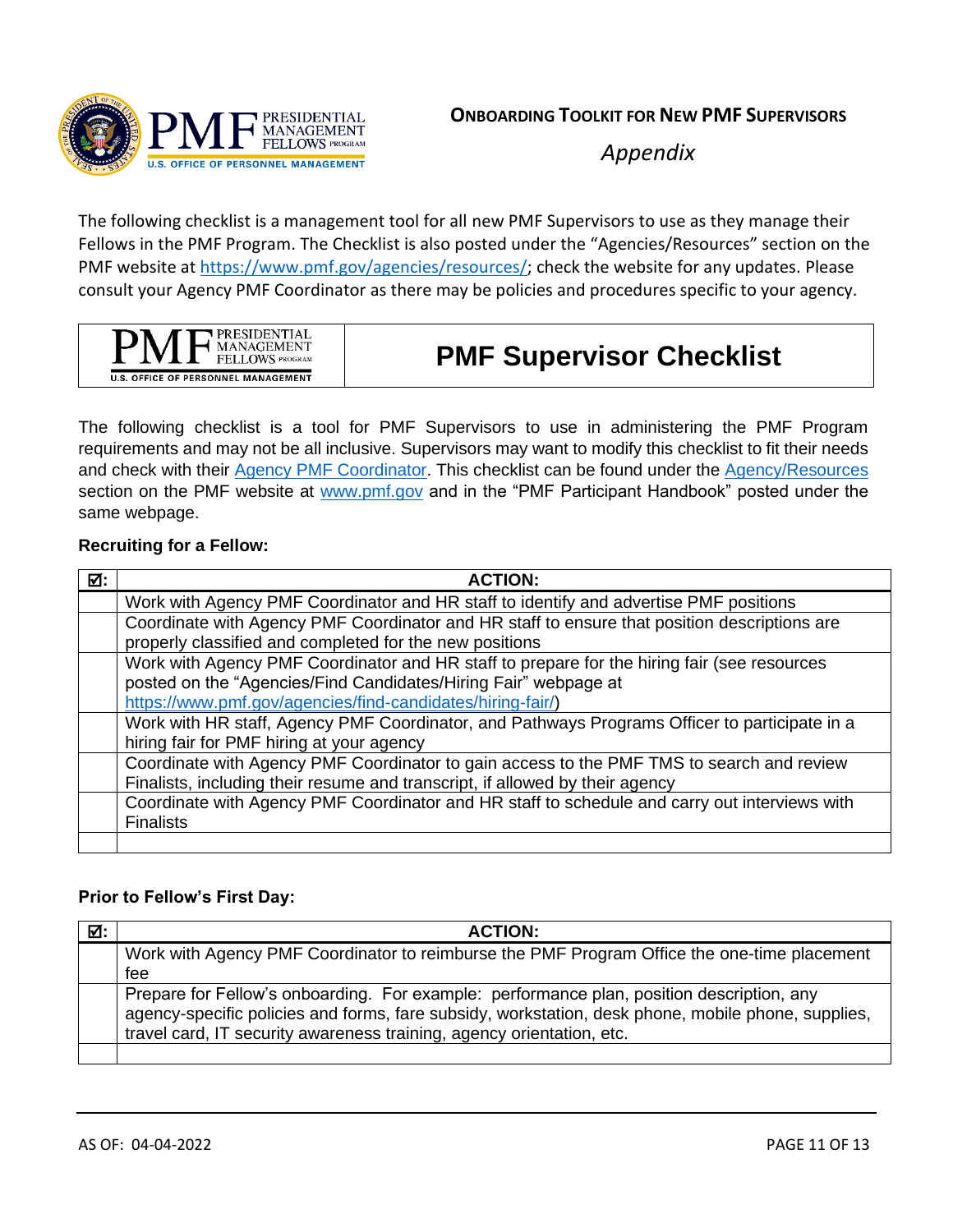**ONBOARDING TOOLKIT FOR NEW PMF SUPERVISORS**

*Appendix*

The following checklist is a management tool for all new PMF Supervisors to use as they manage their Fellows in the PMF Program. The Checklist is also posted under the "Agencies/Resources" section on the PMF website at https://www.pmf.gov/agencies/resources/; check the website for any updates. Please consult your Agency PMF Coordinator as there may be policies and procedures specific to your agency.

# PMF Supervisor Checklist

The following checklist is a tool for PMF Supervisors to use in administering the PMF Program requirements and may not be all inclusive. Supervisors may want to modify this checklist to fit their needs and check with their Agency PMF Coordinator. This checklist can be found under the Agency/Resources section on the PMF website at www.pmf.gov and in the "PMF Participant Handbook" posted under the same webpage.

**Recruiting for a Fellow:**

| ☑: | ACTION: |
|---|---|
| | Work with Agency PMF Coordinator and HR staff to identify and advertise PMF positions |
| | Coordinate with Agency PMF Coordinator and HR staff to ensure that position descriptions are properly classified and completed for the new positions |
| | Work with Agency PMF Coordinator and HR staff to prepare for the hiring fair (see resources posted on the "Agencies/Find Candidates/Hiring Fair" webpage at https://www.pmf.gov/agencies/find-candidates/hiring-fair/) |
| | Work with HR staff, Agency PMF Coordinator, and Pathways Programs Officer to participate in a hiring fair for PMF hiring at your agency |
| | Coordinate with Agency PMF Coordinator to gain access to the PMF TMS to search and review Finalists, including their resume and transcript, if allowed by their agency |
| | Coordinate with Agency PMF Coordinator and HR staff to schedule and carry out interviews with Finalists |
| | |

**Prior to Fellow's First Day:**

| ☑: | ACTION: |
|---|---|
| | Work with Agency PMF Coordinator to reimburse the PMF Program Office the one-time placement fee |
| | Prepare for Fellow's onboarding. For example: performance plan, position description, any agency-specific policies and forms, fare subsidy, workstation, desk phone, mobile phone, supplies, travel card, IT security awareness training, agency orientation, etc. |
| | |

AS OF: 04-04-2022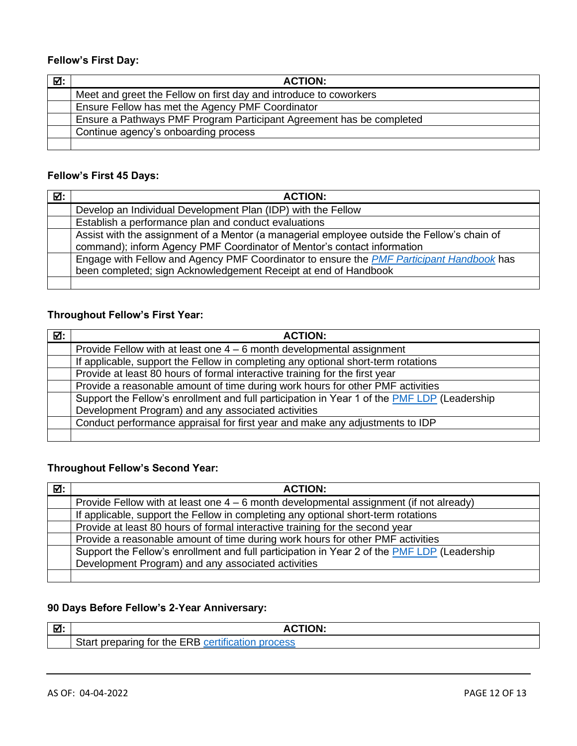**Fellow's First Day:**

| ☑: | ACTION: |
|---|---|
| | Meet and greet the Fellow on first day and introduce to coworkers |
| | Ensure Fellow has met the Agency PMF Coordinator |
| | Ensure a Pathways PMF Program Participant Agreement has be completed |
| | Continue agency's onboarding process |
| | |

**Fellow's First 45 Days:**

| ☑: | ACTION: |
|---|---|
| | Develop an Individual Development Plan (IDP) with the Fellow |
| | Establish a performance plan and conduct evaluations |
| | Assist with the assignment of a Mentor (a managerial employee outside the Fellow's chain of command); inform Agency PMF Coordinator of Mentor's contact information |
| | Engage with Fellow and Agency PMF Coordinator to ensure the *PMF Participant Handbook* has been completed; sign Acknowledgement Receipt at end of Handbook |
| | |

**Throughout Fellow's First Year:**

| ☑: | ACTION: |
|---|---|
| | Provide Fellow with at least one 4 – 6 month developmental assignment |
| | If applicable, support the Fellow in completing any optional short-term rotations |
| | Provide at least 80 hours of formal interactive training for the first year |
| | Provide a reasonable amount of time during work hours for other PMF activities |
| | Support the Fellow's enrollment and full participation in Year 1 of the PMF LDP (Leadership Development Program) and any associated activities |
| | Conduct performance appraisal for first year and make any adjustments to IDP |
| | |

**Throughout Fellow's Second Year:**

| ☑: | ACTION: |
|---|---|
| | Provide Fellow with at least one 4 – 6 month developmental assignment (if not already) |
| | If applicable, support the Fellow in completing any optional short-term rotations |
| | Provide at least 80 hours of formal interactive training for the second year |
| | Provide a reasonable amount of time during work hours for other PMF activities |
| | Support the Fellow's enrollment and full participation in Year 2 of the PMF LDP (Leadership Development Program) and any associated activities |
| | |

**90 Days Before Fellow's 2-Year Anniversary:**

| ☑: | ACTION: |
|---|---|
| | Start preparing for the ERB certification process |

AS OF: 04-04-2022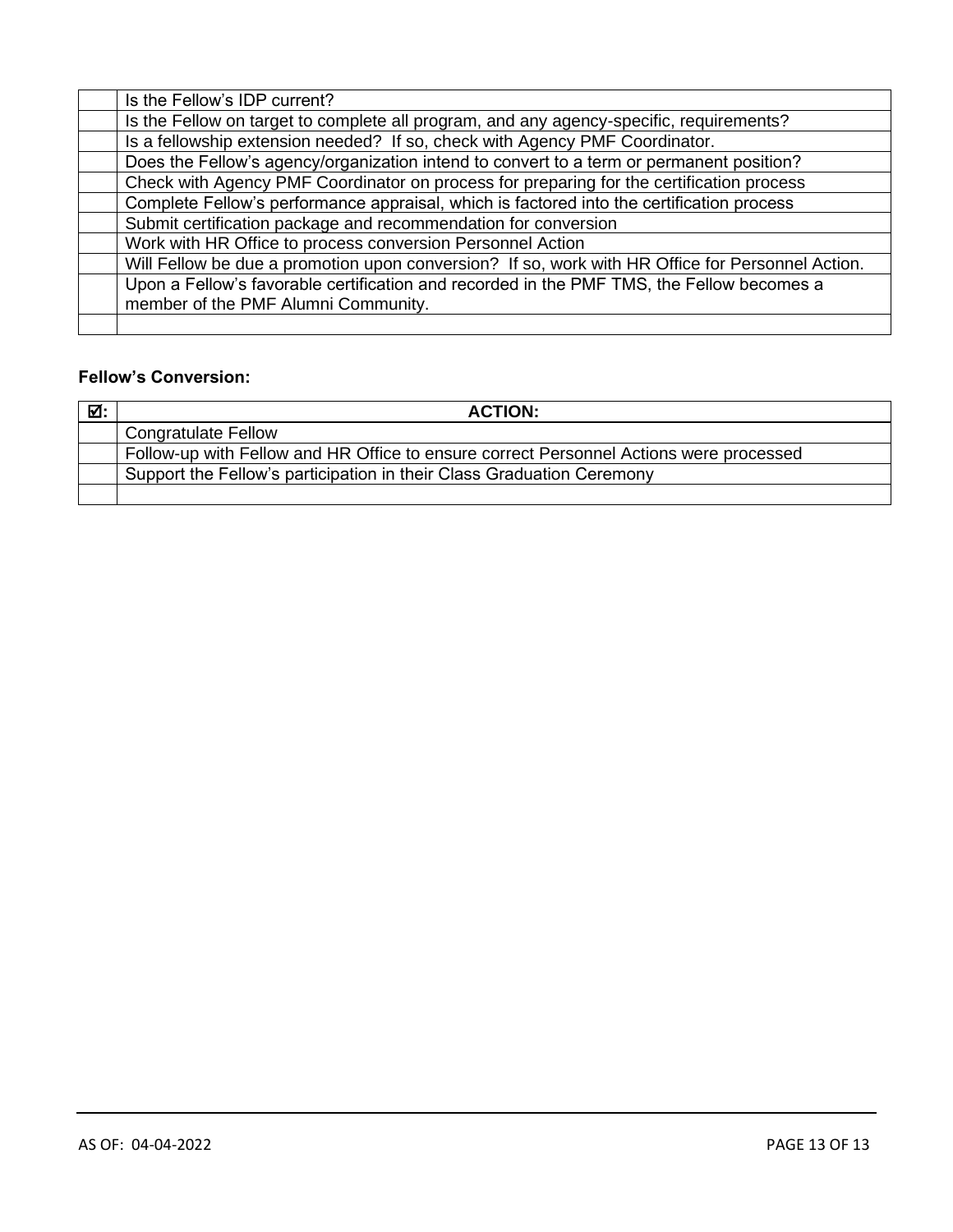| | |
|---|---|
| | Is the Fellow's IDP current? |
| | Is the Fellow on target to complete all program, and any agency-specific, requirements? |
| | Is a fellowship extension needed? If so, check with Agency PMF Coordinator. |
| | Does the Fellow's agency/organization intend to convert to a term or permanent position? |
| | Check with Agency PMF Coordinator on process for preparing for the certification process |
| | Complete Fellow's performance appraisal, which is factored into the certification process |
| | Submit certification package and recommendation for conversion |
| | Work with HR Office to process conversion Personnel Action |
| | Will Fellow be due a promotion upon conversion? If so, work with HR Office for Personnel Action. |
| | Upon a Fellow's favorable certification and recorded in the PMF TMS, the Fellow becomes a member of the PMF Alumni Community. |
| | |

**Fellow's Conversion:**

| ☑: | ACTION: |
|---|---|
| | Congratulate Fellow |
| | Follow-up with Fellow and HR Office to ensure correct Personnel Actions were processed |
| | Support the Fellow's participation in their Class Graduation Ceremony |
| | |

AS OF: 04-04-2022